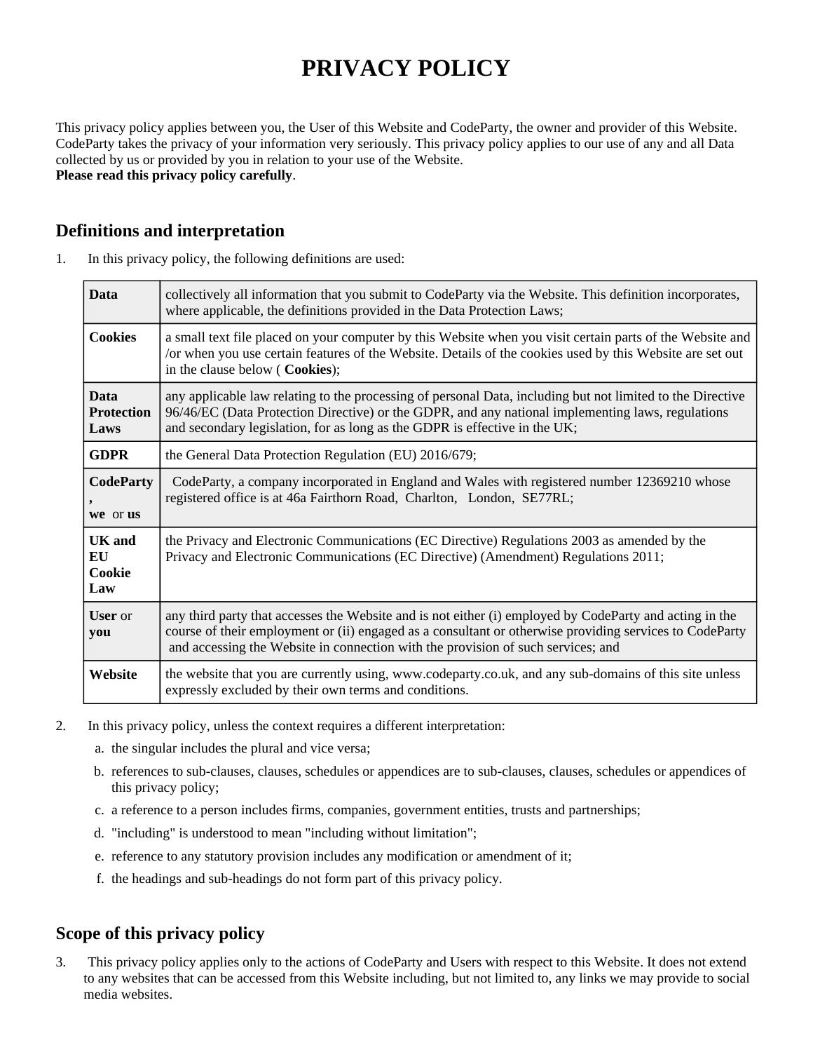# PRIVACY POLICY

This privacy policy applies between you, the User of this Website and CodeParty, the owner and provider of this Website. CodeParty takes the privacy of your information very seriously. This privacy policy applies to our use of any and all Data collected by us or provided by you in relation to your use of the Website.
**Please read this privacy policy carefully**.

## Definitions and interpretation

1. In this privacy policy, the following definitions are used:

| | |
|---|---|
| **Data** | collectively all information that you submit to CodeParty via the Website. This definition incorporates, where applicable, the definitions provided in the Data Protection Laws; |
| **Cookies** | a small text file placed on your computer by this Website when you visit certain parts of the Website and /or when you use certain features of the Website. Details of the cookies used by this Website are set out in the clause below ( **Cookies**); |
| **Data Protection Laws** | any applicable law relating to the processing of personal Data, including but not limited to the Directive 96/46/EC (Data Protection Directive) or the GDPR, and any national implementing laws, regulations and secondary legislation, for as long as the GDPR is effective in the UK; |
| **GDPR** | the General Data Protection Regulation (EU) 2016/679; |
| **CodeParty**, **we** or **us** | CodeParty, a company incorporated in England and Wales with registered number 12369210 whose registered office is at 46a Fairthorn Road, Charlton, London, SE77RL; |
| **UK and EU Cookie Law** | the Privacy and Electronic Communications (EC Directive) Regulations 2003 as amended by the Privacy and Electronic Communications (EC Directive) (Amendment) Regulations 2011; |
| **User** or **you** | any third party that accesses the Website and is not either (i) employed by CodeParty and acting in the course of their employment or (ii) engaged as a consultant or otherwise providing services to CodeParty and accessing the Website in connection with the provision of such services; and |
| **Website** | the website that you are currently using, www.codeparty.co.uk, and any sub-domains of this site unless expressly excluded by their own terms and conditions. |

2. In this privacy policy, unless the context requires a different interpretation:
   a. the singular includes the plural and vice versa;
   b. references to sub-clauses, clauses, schedules or appendices are to sub-clauses, clauses, schedules or appendices of this privacy policy;
   c. a reference to a person includes firms, companies, government entities, trusts and partnerships;
   d. "including" is understood to mean "including without limitation";
   e. reference to any statutory provision includes any modification or amendment of it;
   f. the headings and sub-headings do not form part of this privacy policy.

## Scope of this privacy policy

3. This privacy policy applies only to the actions of CodeParty and Users with respect to this Website. It does not extend to any websites that can be accessed from this Website including, but not limited to, any links we may provide to social media websites.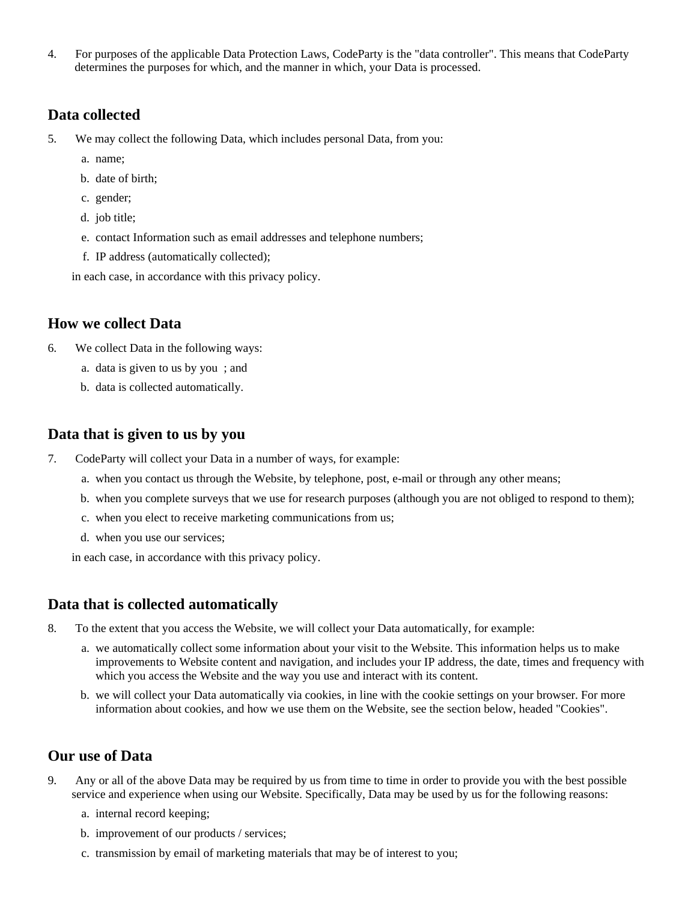4. For purposes of the applicable Data Protection Laws, CodeParty is the "data controller". This means that CodeParty determines the purposes for which, and the manner in which, your Data is processed.

## Data collected

5. We may collect the following Data, which includes personal Data, from you:
   a. name;
   b. date of birth;
   c. gender;
   d. job title;
   e. contact Information such as email addresses and telephone numbers;
   f. IP address (automatically collected);

   in each case, in accordance with this privacy policy.

## How we collect Data

6. We collect Data in the following ways:
   a. data is given to us by you ; and
   b. data is collected automatically.

## Data that is given to us by you

7. CodeParty will collect your Data in a number of ways, for example:
   a. when you contact us through the Website, by telephone, post, e-mail or through any other means;
   b. when you complete surveys that we use for research purposes (although you are not obliged to respond to them);
   c. when you elect to receive marketing communications from us;
   d. when you use our services;

   in each case, in accordance with this privacy policy.

## Data that is collected automatically

8. To the extent that you access the Website, we will collect your Data automatically, for example:
   a. we automatically collect some information about your visit to the Website. This information helps us to make improvements to Website content and navigation, and includes your IP address, the date, times and frequency with which you access the Website and the way you use and interact with its content.
   b. we will collect your Data automatically via cookies, in line with the cookie settings on your browser. For more information about cookies, and how we use them on the Website, see the section below, headed "Cookies".

## Our use of Data

9. Any or all of the above Data may be required by us from time to time in order to provide you with the best possible service and experience when using our Website. Specifically, Data may be used by us for the following reasons:
   a. internal record keeping;
   b. improvement of our products / services;
   c. transmission by email of marketing materials that may be of interest to you;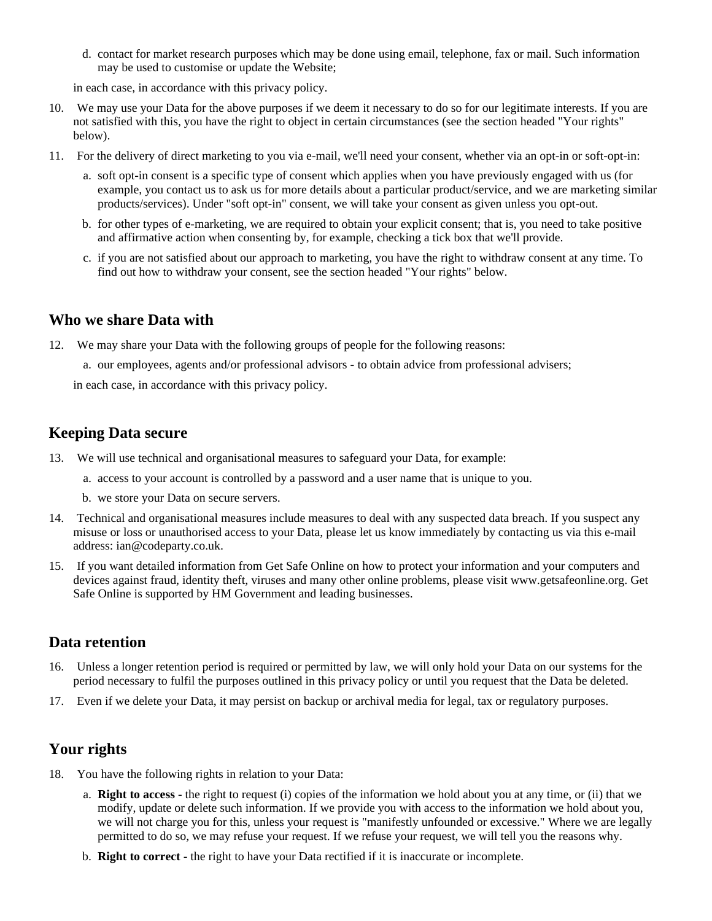d. contact for market research purposes which may be done using email, telephone, fax or mail. Such information may be used to customise or update the Website;

in each case, in accordance with this privacy policy.

10. We may use your Data for the above purposes if we deem it necessary to do so for our legitimate interests. If you are not satisfied with this, you have the right to object in certain circumstances (see the section headed "Your rights" below).

11. For the delivery of direct marketing to you via e-mail, we'll need your consent, whether via an opt-in or soft-opt-in:
    a. soft opt-in consent is a specific type of consent which applies when you have previously engaged with us (for example, you contact us to ask us for more details about a particular product/service, and we are marketing similar products/services). Under "soft opt-in" consent, we will take your consent as given unless you opt-out.
    b. for other types of e-marketing, we are required to obtain your explicit consent; that is, you need to take positive and affirmative action when consenting by, for example, checking a tick box that we'll provide.
    c. if you are not satisfied about our approach to marketing, you have the right to withdraw consent at any time. To find out how to withdraw your consent, see the section headed "Your rights" below.

## Who we share Data with

12. We may share your Data with the following groups of people for the following reasons:
    a. our employees, agents and/or professional advisors - to obtain advice from professional advisers;

    in each case, in accordance with this privacy policy.

## Keeping Data secure

13. We will use technical and organisational measures to safeguard your Data, for example:
    a. access to your account is controlled by a password and a user name that is unique to you.
    b. we store your Data on secure servers.

14. Technical and organisational measures include measures to deal with any suspected data breach. If you suspect any misuse or loss or unauthorised access to your Data, please let us know immediately by contacting us via this e-mail address: ian@codeparty.co.uk.

15. If you want detailed information from Get Safe Online on how to protect your information and your computers and devices against fraud, identity theft, viruses and many other online problems, please visit www.getsafeonline.org. Get Safe Online is supported by HM Government and leading businesses.

## Data retention

16. Unless a longer retention period is required or permitted by law, we will only hold your Data on our systems for the period necessary to fulfil the purposes outlined in this privacy policy or until you request that the Data be deleted.

17. Even if we delete your Data, it may persist on backup or archival media for legal, tax or regulatory purposes.

## Your rights

18. You have the following rights in relation to your Data:
    a. **Right to access** - the right to request (i) copies of the information we hold about you at any time, or (ii) that we modify, update or delete such information. If we provide you with access to the information we hold about you, we will not charge you for this, unless your request is "manifestly unfounded or excessive." Where we are legally permitted to do so, we may refuse your request. If we refuse your request, we will tell you the reasons why.
    b. **Right to correct** - the right to have your Data rectified if it is inaccurate or incomplete.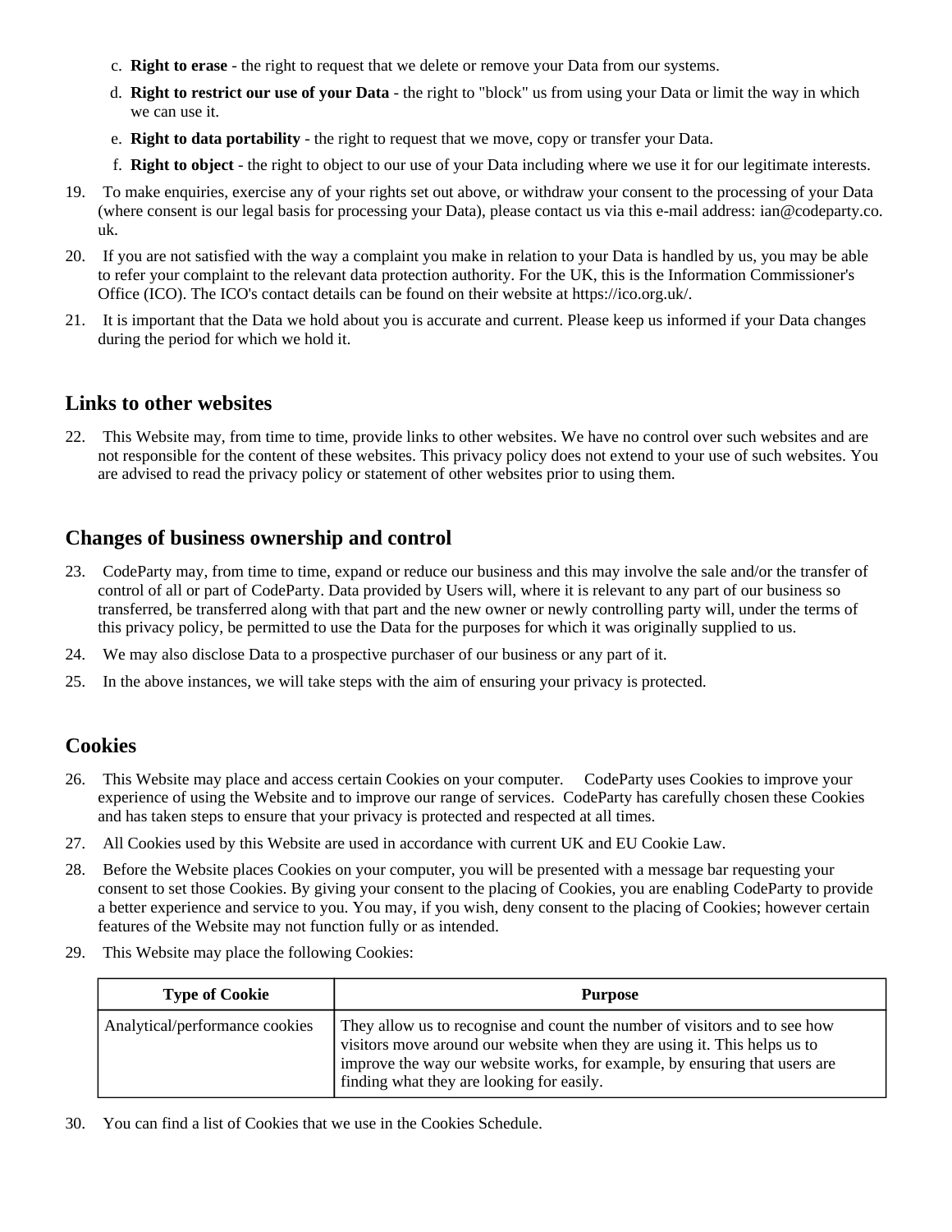c. **Right to erase** - the right to request that we delete or remove your Data from our systems.

d. **Right to restrict our use of your Data** - the right to "block" us from using your Data or limit the way in which we can use it.

e. **Right to data portability** - the right to request that we move, copy or transfer your Data.

f. **Right to object** - the right to object to our use of your Data including where we use it for our legitimate interests.

19. To make enquiries, exercise any of your rights set out above, or withdraw your consent to the processing of your Data (where consent is our legal basis for processing your Data), please contact us via this e-mail address: ian@codeparty.co.uk.

20. If you are not satisfied with the way a complaint you make in relation to your Data is handled by us, you may be able to refer your complaint to the relevant data protection authority. For the UK, this is the Information Commissioner's Office (ICO). The ICO's contact details can be found on their website at https://ico.org.uk/.

21. It is important that the Data we hold about you is accurate and current. Please keep us informed if your Data changes during the period for which we hold it.

## Links to other websites

22. This Website may, from time to time, provide links to other websites. We have no control over such websites and are not responsible for the content of these websites. This privacy policy does not extend to your use of such websites. You are advised to read the privacy policy or statement of other websites prior to using them.

## Changes of business ownership and control

23. CodeParty may, from time to time, expand or reduce our business and this may involve the sale and/or the transfer of control of all or part of CodeParty. Data provided by Users will, where it is relevant to any part of our business so transferred, be transferred along with that part and the new owner or newly controlling party will, under the terms of this privacy policy, be permitted to use the Data for the purposes for which it was originally supplied to us.

24. We may also disclose Data to a prospective purchaser of our business or any part of it.

25. In the above instances, we will take steps with the aim of ensuring your privacy is protected.

## Cookies

26. This Website may place and access certain Cookies on your computer. CodeParty uses Cookies to improve your experience of using the Website and to improve our range of services. CodeParty has carefully chosen these Cookies and has taken steps to ensure that your privacy is protected and respected at all times.

27. All Cookies used by this Website are used in accordance with current UK and EU Cookie Law.

28. Before the Website places Cookies on your computer, you will be presented with a message bar requesting your consent to set those Cookies. By giving your consent to the placing of Cookies, you are enabling CodeParty to provide a better experience and service to you. You may, if you wish, deny consent to the placing of Cookies; however certain features of the Website may not function fully or as intended.

29. This Website may place the following Cookies:

| Type of Cookie | Purpose |
| --- | --- |
| Analytical/performance cookies | They allow us to recognise and count the number of visitors and to see how visitors move around our website when they are using it. This helps us to improve the way our website works, for example, by ensuring that users are finding what they are looking for easily. |

30. You can find a list of Cookies that we use in the Cookies Schedule.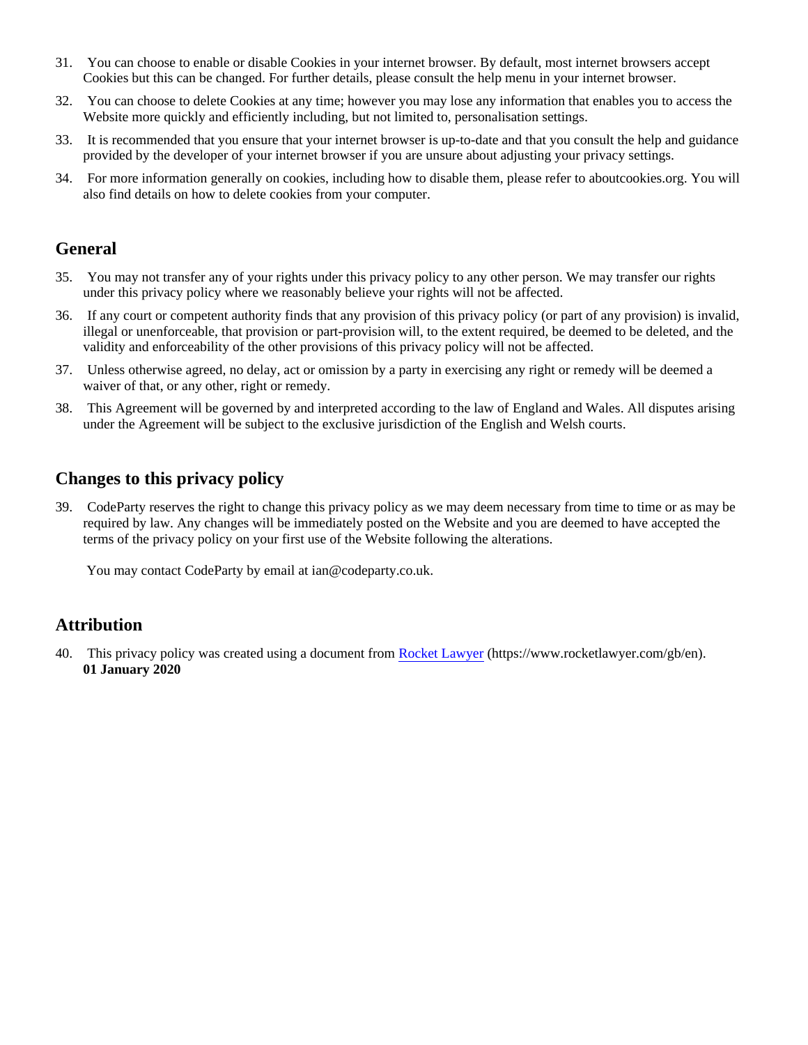31. You can choose to enable or disable Cookies in your internet browser. By default, most internet browsers accept Cookies but this can be changed. For further details, please consult the help menu in your internet browser.
32. You can choose to delete Cookies at any time; however you may lose any information that enables you to access the Website more quickly and efficiently including, but not limited to, personalisation settings.
33. It is recommended that you ensure that your internet browser is up-to-date and that you consult the help and guidance provided by the developer of your internet browser if you are unsure about adjusting your privacy settings.
34. For more information generally on cookies, including how to disable them, please refer to aboutcookies.org. You will also find details on how to delete cookies from your computer.

## General

35. You may not transfer any of your rights under this privacy policy to any other person. We may transfer our rights under this privacy policy where we reasonably believe your rights will not be affected.
36. If any court or competent authority finds that any provision of this privacy policy (or part of any provision) is invalid, illegal or unenforceable, that provision or part-provision will, to the extent required, be deemed to be deleted, and the validity and enforceability of the other provisions of this privacy policy will not be affected.
37. Unless otherwise agreed, no delay, act or omission by a party in exercising any right or remedy will be deemed a waiver of that, or any other, right or remedy.
38. This Agreement will be governed by and interpreted according to the law of England and Wales. All disputes arising under the Agreement will be subject to the exclusive jurisdiction of the English and Welsh courts.

## Changes to this privacy policy

39. CodeParty reserves the right to change this privacy policy as we may deem necessary from time to time or as may be required by law. Any changes will be immediately posted on the Website and you are deemed to have accepted the terms of the privacy policy on your first use of the Website following the alterations.

    You may contact CodeParty by email at ian@codeparty.co.uk.

## Attribution

40. This privacy policy was created using a document from [Rocket Lawyer](https://www.rocketlawyer.com/gb/en) (https://www.rocketlawyer.com/gb/en).
    **01 January 2020**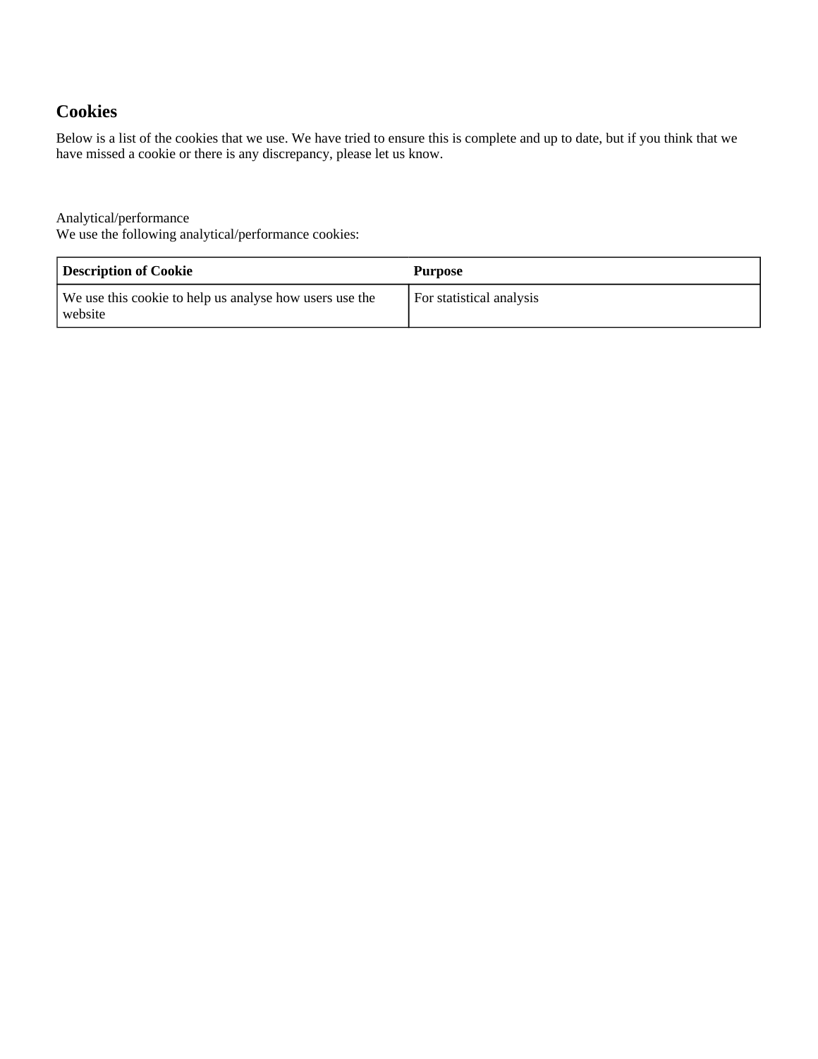## Cookies

Below is a list of the cookies that we use. We have tried to ensure this is complete and up to date, but if you think that we have missed a cookie or there is any discrepancy, please let us know.

Analytical/performance
We use the following analytical/performance cookies:

| **Description of Cookie** | **Purpose** |
|---|---|
| We use this cookie to help us analyse how users use the website | For statistical analysis |